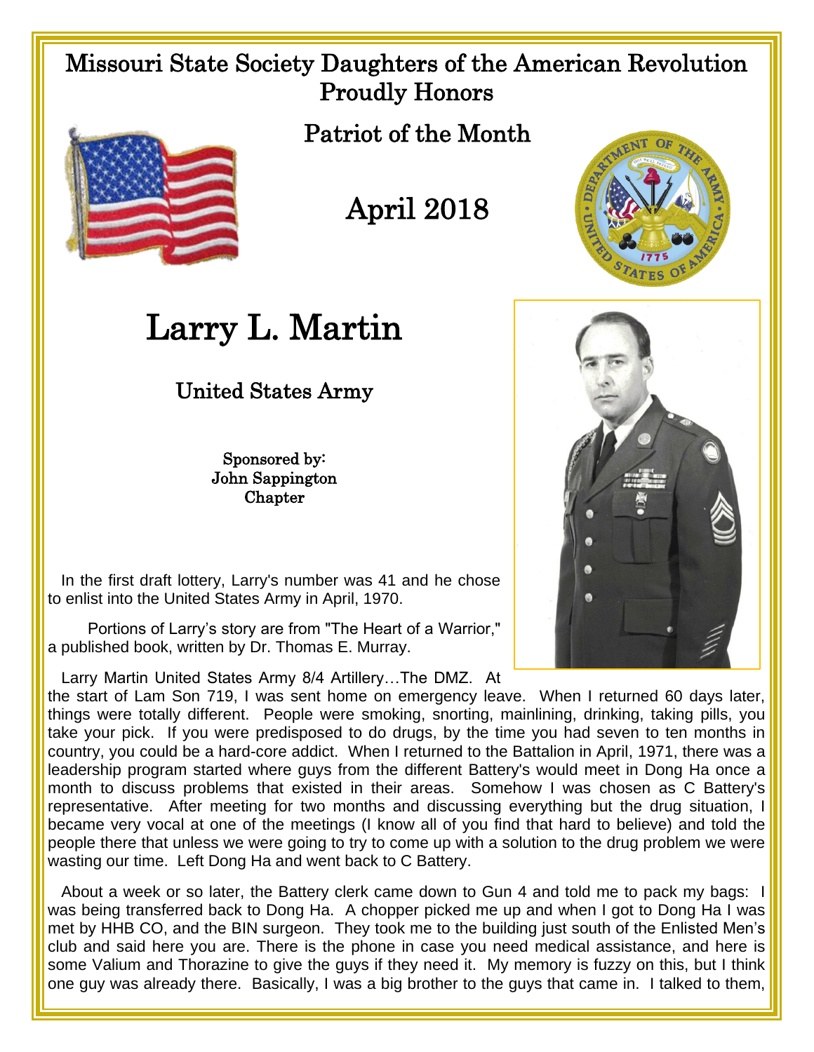# Missouri State Society Daughters of the American Revolution Proudly Honors

## Patriot of the Month

## April 2018

# Larry L. Martin

## United States Army

**Sponsored by:**
**John Sappington Chapter**

In the first draft lottery, Larry's number was 41 and he chose to enlist into the United States Army in April, 1970.

Portions of Larry's story are from "The Heart of a Warrior," a published book, written by Dr. Thomas E. Murray.

Larry Martin United States Army 8/4 Artillery…The DMZ. At the start of Lam Son 719, I was sent home on emergency leave. When I returned 60 days later, things were totally different. People were smoking, snorting, mainlining, drinking, taking pills, you take your pick. If you were predisposed to do drugs, by the time you had seven to ten months in country, you could be a hard-core addict. When I returned to the Battalion in April, 1971, there was a leadership program started where guys from the different Battery's would meet in Dong Ha once a month to discuss problems that existed in their areas. Somehow I was chosen as C Battery's representative. After meeting for two months and discussing everything but the drug situation, I became very vocal at one of the meetings (I know all of you find that hard to believe) and told the people there that unless we were going to try to come up with a solution to the drug problem we were wasting our time. Left Dong Ha and went back to C Battery.

About a week or so later, the Battery clerk came down to Gun 4 and told me to pack my bags: I was being transferred back to Dong Ha. A chopper picked me up and when I got to Dong Ha I was met by HHB CO, and the BIN surgeon. They took me to the building just south of the Enlisted Men's club and said here you are. There is the phone in case you need medical assistance, and here is some Valium and Thorazine to give the guys if they need it. My memory is fuzzy on this, but I think one guy was already there. Basically, I was a big brother to the guys that came in. I talked to them,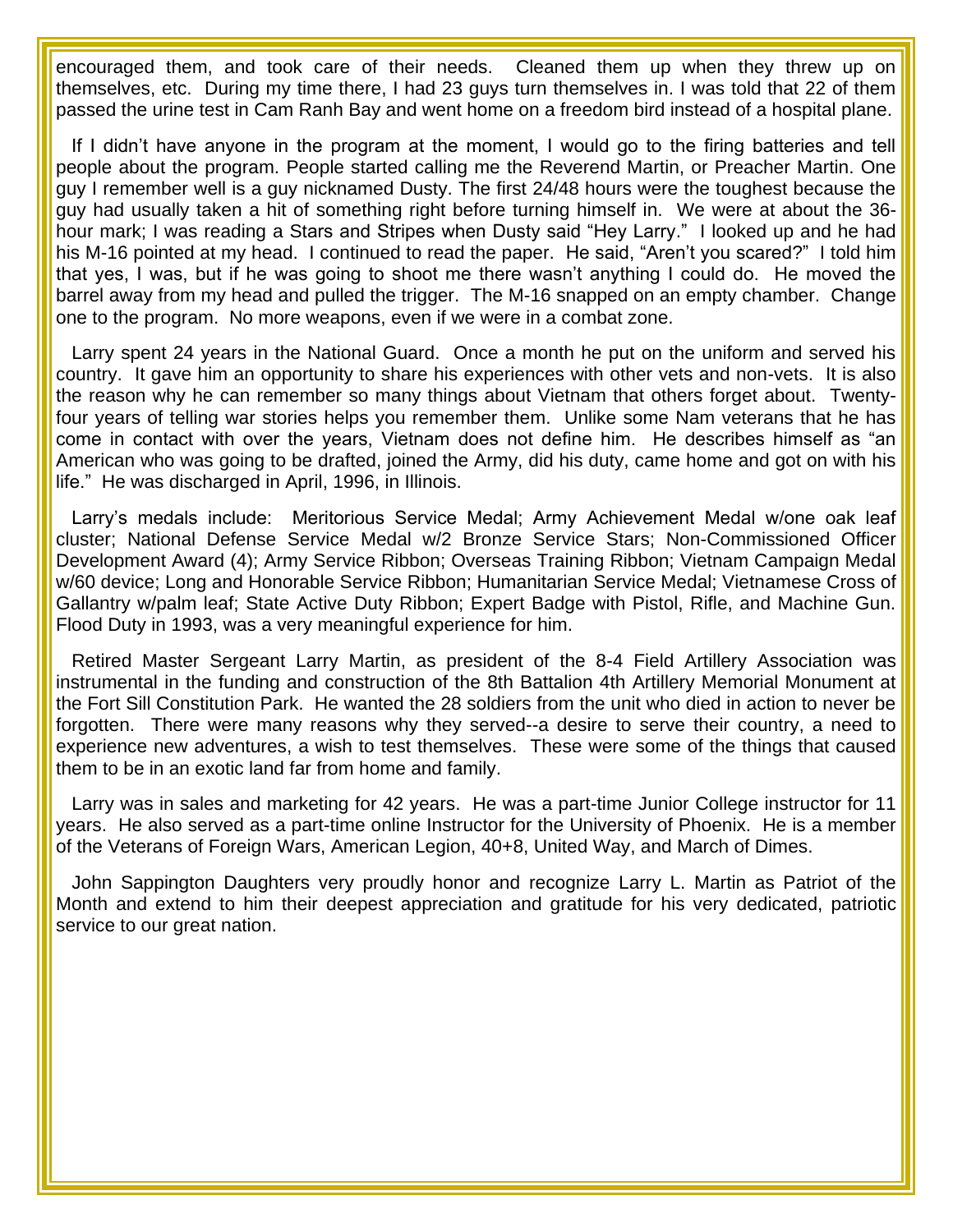encouraged them, and took care of their needs. Cleaned them up when they threw up on themselves, etc. During my time there, I had 23 guys turn themselves in. I was told that 22 of them passed the urine test in Cam Ranh Bay and went home on a freedom bird instead of a hospital plane.

If I didn't have anyone in the program at the moment, I would go to the firing batteries and tell people about the program. People started calling me the Reverend Martin, or Preacher Martin. One guy I remember well is a guy nicknamed Dusty. The first 24/48 hours were the toughest because the guy had usually taken a hit of something right before turning himself in. We were at about the 36-hour mark; I was reading a Stars and Stripes when Dusty said "Hey Larry." I looked up and he had his M-16 pointed at my head. I continued to read the paper. He said, "Aren't you scared?" I told him that yes, I was, but if he was going to shoot me there wasn't anything I could do. He moved the barrel away from my head and pulled the trigger. The M-16 snapped on an empty chamber. Change one to the program. No more weapons, even if we were in a combat zone.

Larry spent 24 years in the National Guard. Once a month he put on the uniform and served his country. It gave him an opportunity to share his experiences with other vets and non-vets. It is also the reason why he can remember so many things about Vietnam that others forget about. Twenty-four years of telling war stories helps you remember them. Unlike some Nam veterans that he has come in contact with over the years, Vietnam does not define him. He describes himself as "an American who was going to be drafted, joined the Army, did his duty, came home and got on with his life." He was discharged in April, 1996, in Illinois.

Larry's medals include: Meritorious Service Medal; Army Achievement Medal w/one oak leaf cluster; National Defense Service Medal w/2 Bronze Service Stars; Non-Commissioned Officer Development Award (4); Army Service Ribbon; Overseas Training Ribbon; Vietnam Campaign Medal w/60 device; Long and Honorable Service Ribbon; Humanitarian Service Medal; Vietnamese Cross of Gallantry w/palm leaf; State Active Duty Ribbon; Expert Badge with Pistol, Rifle, and Machine Gun. Flood Duty in 1993, was a very meaningful experience for him.

Retired Master Sergeant Larry Martin, as president of the 8-4 Field Artillery Association was instrumental in the funding and construction of the 8th Battalion 4th Artillery Memorial Monument at the Fort Sill Constitution Park. He wanted the 28 soldiers from the unit who died in action to never be forgotten. There were many reasons why they served--a desire to serve their country, a need to experience new adventures, a wish to test themselves. These were some of the things that caused them to be in an exotic land far from home and family.

Larry was in sales and marketing for 42 years. He was a part-time Junior College instructor for 11 years. He also served as a part-time online Instructor for the University of Phoenix. He is a member of the Veterans of Foreign Wars, American Legion, 40+8, United Way, and March of Dimes.

John Sappington Daughters very proudly honor and recognize Larry L. Martin as Patriot of the Month and extend to him their deepest appreciation and gratitude for his very dedicated, patriotic service to our great nation.